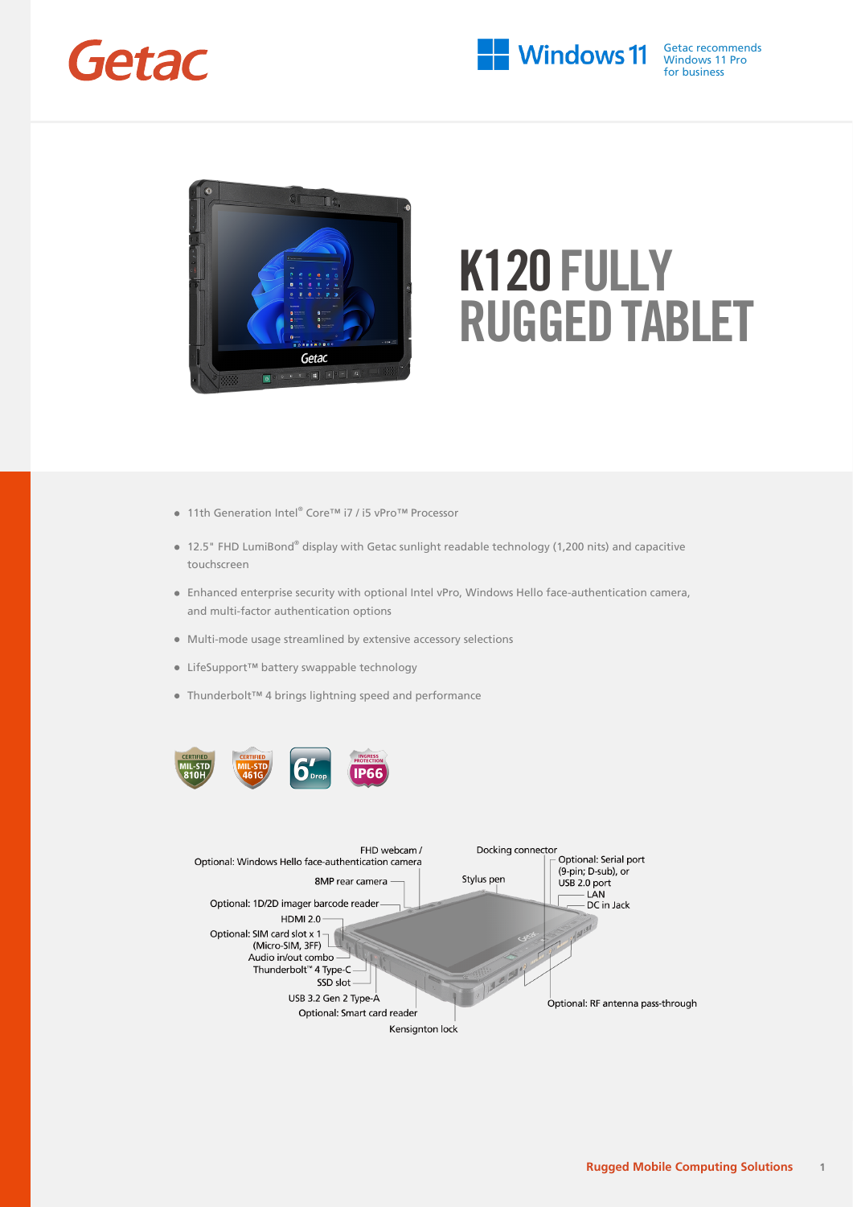Getac

Windows 11 — Getac recommends Windows 11 Pro for business

# K120 FULLY RUGGED TABLET

- 11th Generation Intel® Core™ i7 / i5 vPro™ Processor
- 12.5" FHD LumiBond® display with Getac sunlight readable technology (1,200 nits) and capacitive touchscreen
- Enhanced enterprise security with optional Intel vPro, Windows Hello face-authentication camera, and multi-factor authentication options
- Multi-mode usage streamlined by extensive accessory selections
- LifeSupport™ battery swappable technology
- Thunderbolt™ 4 brings lightning speed and performance

CERTIFIED MIL-STD 810H · CERTIFIED MIL-STD 461G · 6' Drop · INGRESS PROTECTION IP66

- FHD webcam / Optional: Windows Hello face-authentication camera
- 8MP rear camera
- Optional: 1D/2D imager barcode reader
- HDMI 2.0
- Optional: SIM card slot x 1 (Micro-SIM, 3FF)
- Audio in/out combo
- Thunderbolt™ 4 Type-C
- SSD slot
- USB 3.2 Gen 2 Type-A
- Optional: Smart card reader
- Kensington lock
- Docking connector
- Stylus pen
- Optional: Serial port (9-pin; D-sub), or USB 2.0 port
- LAN
- DC in Jack
- Optional: RF antenna pass-through

Rugged Mobile Computing Solutions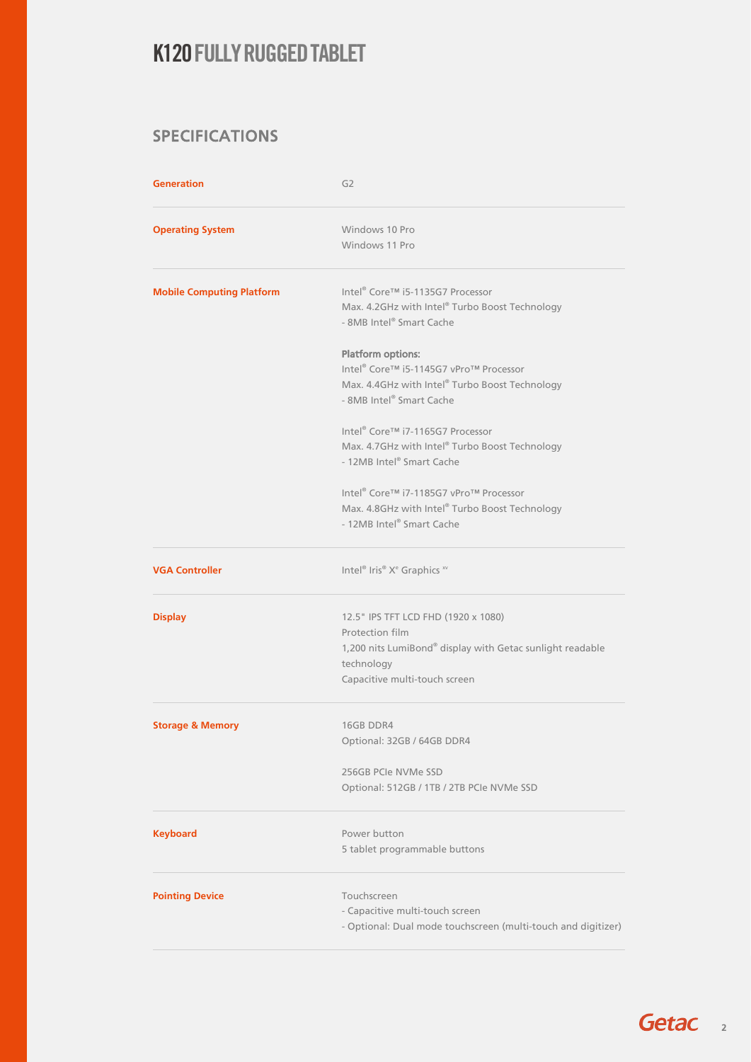# K120 FULLY RUGGED TABLET

## SPECIFICATIONS

| | |
|---|---|
| **Generation** | G2 |
| **Operating System** | Windows 10 Pro<br>Windows 11 Pro |
| **Mobile Computing Platform** | Intel® Core™ i5-1135G7 Processor<br>Max. 4.2GHz with Intel® Turbo Boost Technology<br>- 8MB Intel® Smart Cache<br><br>**Platform options:**<br>Intel® Core™ i5-1145G7 vPro™ Processor<br>Max. 4.4GHz with Intel® Turbo Boost Technology<br>- 8MB Intel® Smart Cache<br><br>Intel® Core™ i7-1165G7 Processor<br>Max. 4.7GHz with Intel® Turbo Boost Technology<br>- 12MB Intel® Smart Cache<br><br>Intel® Core™ i7-1185G7 vPro™ Processor<br>Max. 4.8GHz with Intel® Turbo Boost Technology<br>- 12MB Intel® Smart Cache |
| **VGA Controller** | Intel® Iris® Xe Graphics [xv] |
| **Display** | 12.5" IPS TFT LCD FHD (1920 x 1080)<br>Protection film<br>1,200 nits LumiBond® display with Getac sunlight readable technology<br>Capacitive multi-touch screen |
| **Storage & Memory** | 16GB DDR4<br>Optional: 32GB / 64GB DDR4<br><br>256GB PCIe NVMe SSD<br>Optional: 512GB / 1TB / 2TB PCIe NVMe SSD |
| **Keyboard** | Power button<br>5 tablet programmable buttons |
| **Pointing Device** | Touchscreen<br>- Capacitive multi-touch screen<br>- Optional: Dual mode touchscreen (multi-touch and digitizer) |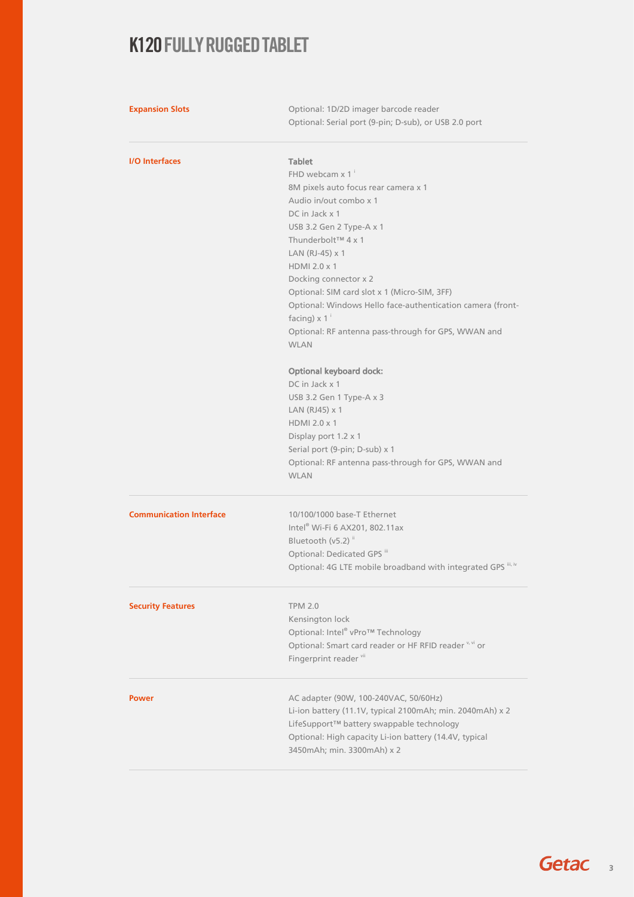# K120 FULLY RUGGED TABLET

| | |
|---|---|
| **Expansion Slots** | Optional: 1D/2D imager barcode reader<br>Optional: Serial port (9-pin; D-sub), or USB 2.0 port |
| **I/O Interfaces** | **Tablet**<br>FHD webcam x 1 [i]<br>8M pixels auto focus rear camera x 1<br>Audio in/out combo x 1<br>DC in Jack x 1<br>USB 3.2 Gen 2 Type-A x 1<br>Thunderbolt™ 4 x 1<br>LAN (RJ-45) x 1<br>HDMI 2.0 x 1<br>Docking connector x 2<br>Optional: SIM card slot x 1 (Micro-SIM, 3FF)<br>Optional: Windows Hello face-authentication camera (front-facing) x 1 [i]<br>Optional: RF antenna pass-through for GPS, WWAN and WLAN<br><br>**Optional keyboard dock:**<br>DC in Jack x 1<br>USB 3.2 Gen 1 Type-A x 3<br>LAN (RJ45) x 1<br>HDMI 2.0 x 1<br>Display port 1.2 x 1<br>Serial port (9-pin; D-sub) x 1<br>Optional: RF antenna pass-through for GPS, WWAN and WLAN |
| **Communication Interface** | 10/100/1000 base-T Ethernet<br>Intel® Wi-Fi 6 AX201, 802.11ax<br>Bluetooth (v5.2) [ii]<br>Optional: Dedicated GPS [iii]<br>Optional: 4G LTE mobile broadband with integrated GPS [iii, iv] |
| **Security Features** | TPM 2.0<br>Kensington lock<br>Optional: Intel® vPro™ Technology<br>Optional: Smart card reader or HF RFID reader [v, vi] or Fingerprint reader [vii] |
| **Power** | AC adapter (90W, 100-240VAC, 50/60Hz)<br>Li-ion battery (11.1V, typical 2100mAh; min. 2040mAh) x 2<br>LifeSupport™ battery swappable technology<br>Optional: High capacity Li-ion battery (14.4V, typical 3450mAh; min. 3300mAh) x 2 |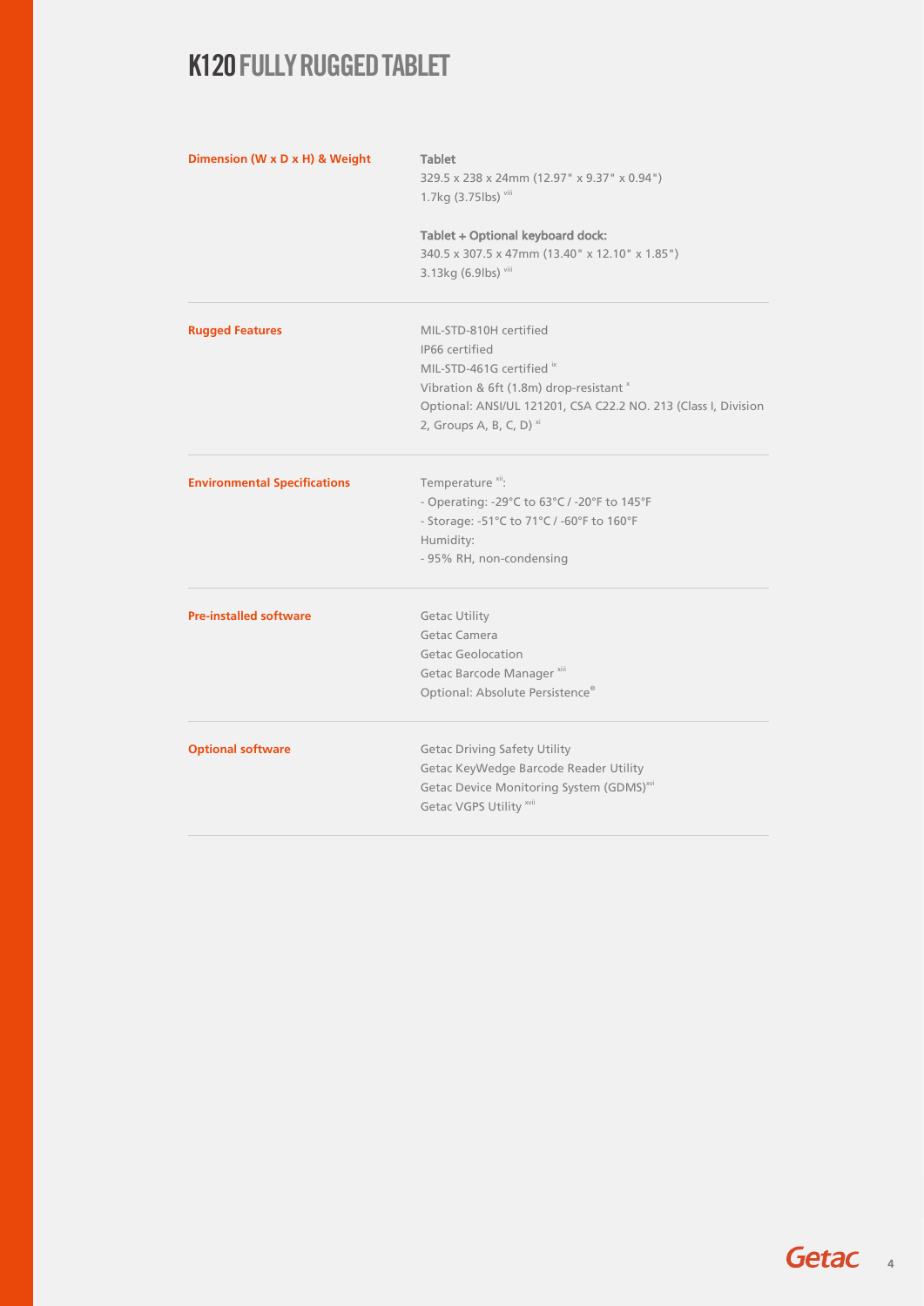# K120 FULLY RUGGED TABLET

| | |
|---|---|
| **Dimension (W x D x H) & Weight** | **Tablet**<br>329.5 x 238 x 24mm (12.97" x 9.37" x 0.94")<br>1.7kg (3.75lbs) [viii]<br><br>**Tablet + Optional keyboard dock:**<br>340.5 x 307.5 x 47mm (13.40" x 12.10" x 1.85")<br>3.13kg (6.9lbs) [viii] |
| **Rugged Features** | MIL-STD-810H certified<br>IP66 certified<br>MIL-STD-461G certified [ix]<br>Vibration & 6ft (1.8m) drop-resistant [x]<br>Optional: ANSI/UL 121201, CSA C22.2 NO. 213 (Class I, Division 2, Groups A, B, C, D) [xi] |
| **Environmental Specifications** | Temperature [xii]:<br>- Operating: -29°C to 63°C / -20°F to 145°F<br>- Storage: -51°C to 71°C / -60°F to 160°F<br>Humidity:<br>- 95% RH, non-condensing |
| **Pre-installed software** | Getac Utility<br>Getac Camera<br>Getac Geolocation<br>Getac Barcode Manager [xiii]<br>Optional: Absolute Persistence® |
| **Optional software** | Getac Driving Safety Utility<br>Getac KeyWedge Barcode Reader Utility<br>Getac Device Monitoring System (GDMS)[xvi]<br>Getac VGPS Utility [xvii] |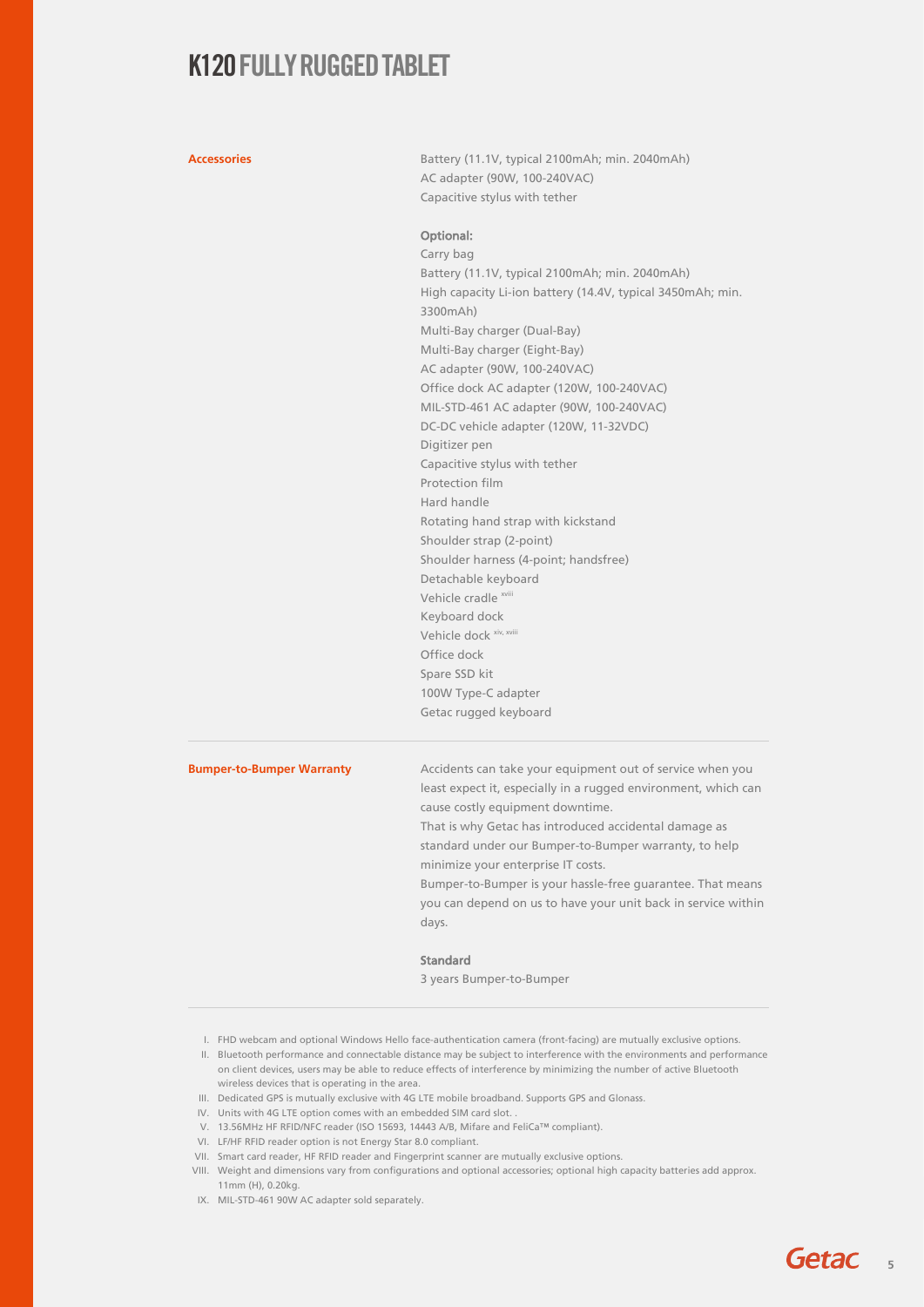# K120 FULLY RUGGED TABLET

**Accessories**

Battery (11.1V, typical 2100mAh; min. 2040mAh)
AC adapter (90W, 100-240VAC)
Capacitive stylus with tether

**Optional:**
Carry bag
Battery (11.1V, typical 2100mAh; min. 2040mAh)
High capacity Li-ion battery (14.4V, typical 3450mAh; min. 3300mAh)
Multi-Bay charger (Dual-Bay)
Multi-Bay charger (Eight-Bay)
AC adapter (90W, 100-240VAC)
Office dock AC adapter (120W, 100-240VAC)
MIL-STD-461 AC adapter (90W, 100-240VAC)
DC-DC vehicle adapter (120W, 11-32VDC)
Digitizer pen
Capacitive stylus with tether
Protection film
Hard handle
Rotating hand strap with kickstand
Shoulder strap (2-point)
Shoulder harness (4-point; handsfree)
Detachable keyboard
Vehicle cradle [xviii]
Keyboard dock
Vehicle dock [xiv, xviii]
Office dock
Spare SSD kit
100W Type-C adapter
Getac rugged keyboard

**Bumper-to-Bumper Warranty**

Accidents can take your equipment out of service when you least expect it, especially in a rugged environment, which can cause costly equipment downtime.
That is why Getac has introduced accidental damage as standard under our Bumper-to-Bumper warranty, to help minimize your enterprise IT costs.
Bumper-to-Bumper is your hassle-free guarantee. That means you can depend on us to have your unit back in service within days.

**Standard**
3 years Bumper-to-Bumper

I. FHD webcam and optional Windows Hello face-authentication camera (front-facing) are mutually exclusive options.
II. Bluetooth performance and connectable distance may be subject to interference with the environments and performance on client devices, users may be able to reduce effects of interference by minimizing the number of active Bluetooth wireless devices that is operating in the area.
III. Dedicated GPS is mutually exclusive with 4G LTE mobile broadband. Supports GPS and Glonass.
IV. Units with 4G LTE option comes with an embedded SIM card slot. .
V. 13.56MHz HF RFID/NFC reader (ISO 15693, 14443 A/B, Mifare and FeliCa™ compliant).
VI. LF/HF RFID reader option is not Energy Star 8.0 compliant.
VII. Smart card reader, HF RFID reader and Fingerprint scanner are mutually exclusive options.
VIII. Weight and dimensions vary from configurations and optional accessories; optional high capacity batteries add approx. 11mm (H), 0.20kg.
IX. MIL-STD-461 90W AC adapter sold separately.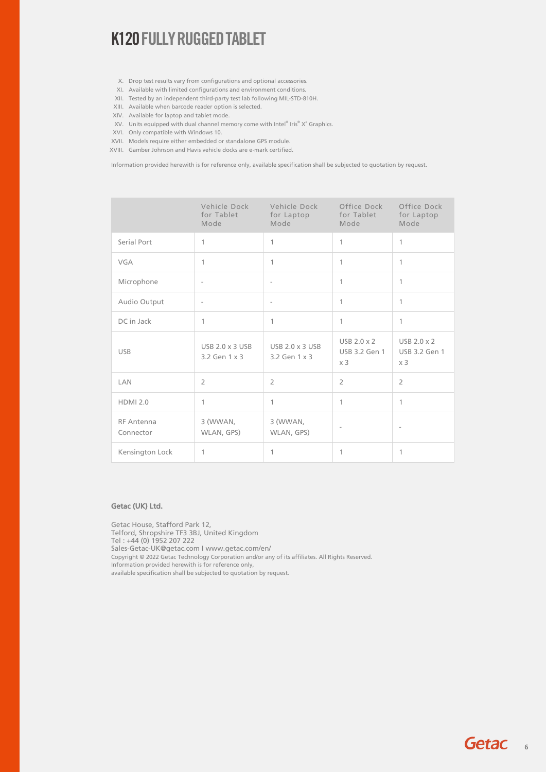# K120 FULLY RUGGED TABLET

X. Drop test results vary from configurations and optional accessories.
XI. Available with limited configurations and environment conditions.
XII. Tested by an independent third-party test lab following MIL-STD-810H.
XIII. Available when barcode reader option is selected.
XIV. Available for laptop and tablet mode.
XV. Units equipped with dual channel memory come with Intel® Iris® X® Graphics.
XVI. Only compatible with Windows 10.
XVII. Models require either embedded or standalone GPS module.
XVIII. Gamber Johnson and Havis vehicle docks are e-mark certified.

Information provided herewith is for reference only, available specification shall be subjected to quotation by request.

| | Vehicle Dock for Tablet Mode | Vehicle Dock for Laptop Mode | Office Dock for Tablet Mode | Office Dock for Laptop Mode |
|---|---|---|---|---|
| Serial Port | 1 | 1 | 1 | 1 |
| VGA | 1 | 1 | 1 | 1 |
| Microphone | - | - | 1 | 1 |
| Audio Output | - | - | 1 | 1 |
| DC in Jack | 1 | 1 | 1 | 1 |
| USB | USB 2.0 x 3 USB 3.2 Gen 1 x 3 | USB 2.0 x 3 USB 3.2 Gen 1 x 3 | USB 2.0 x 2 USB 3.2 Gen 1 x 3 | USB 2.0 x 2 USB 3.2 Gen 1 x 3 |
| LAN | 2 | 2 | 2 | 2 |
| HDMI 2.0 | 1 | 1 | 1 | 1 |
| RF Antenna Connector | 3 (WWAN, WLAN, GPS) | 3 (WWAN, WLAN, GPS) | - | - |
| Kensington Lock | 1 | 1 | 1 | 1 |

**Getac (UK) Ltd.**

Getac House, Stafford Park 12,
Telford, Shropshire TF3 3BJ, United Kingdom
Tel : +44 (0) 1952 207 222
Sales-Getac-UK@getac.com I www.getac.com/en/
Copyright © 2022 Getac Technology Corporation and/or any of its affiliates. All Rights Reserved.
Information provided herewith is for reference only,
available specification shall be subjected to quotation by request.